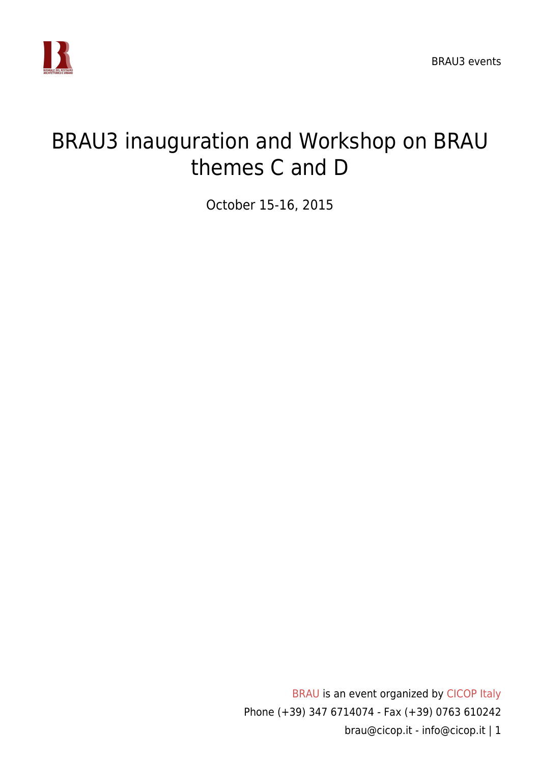# BRAU3 inauguration and Workshop on BRAU themes C and D

October 15-16, 2015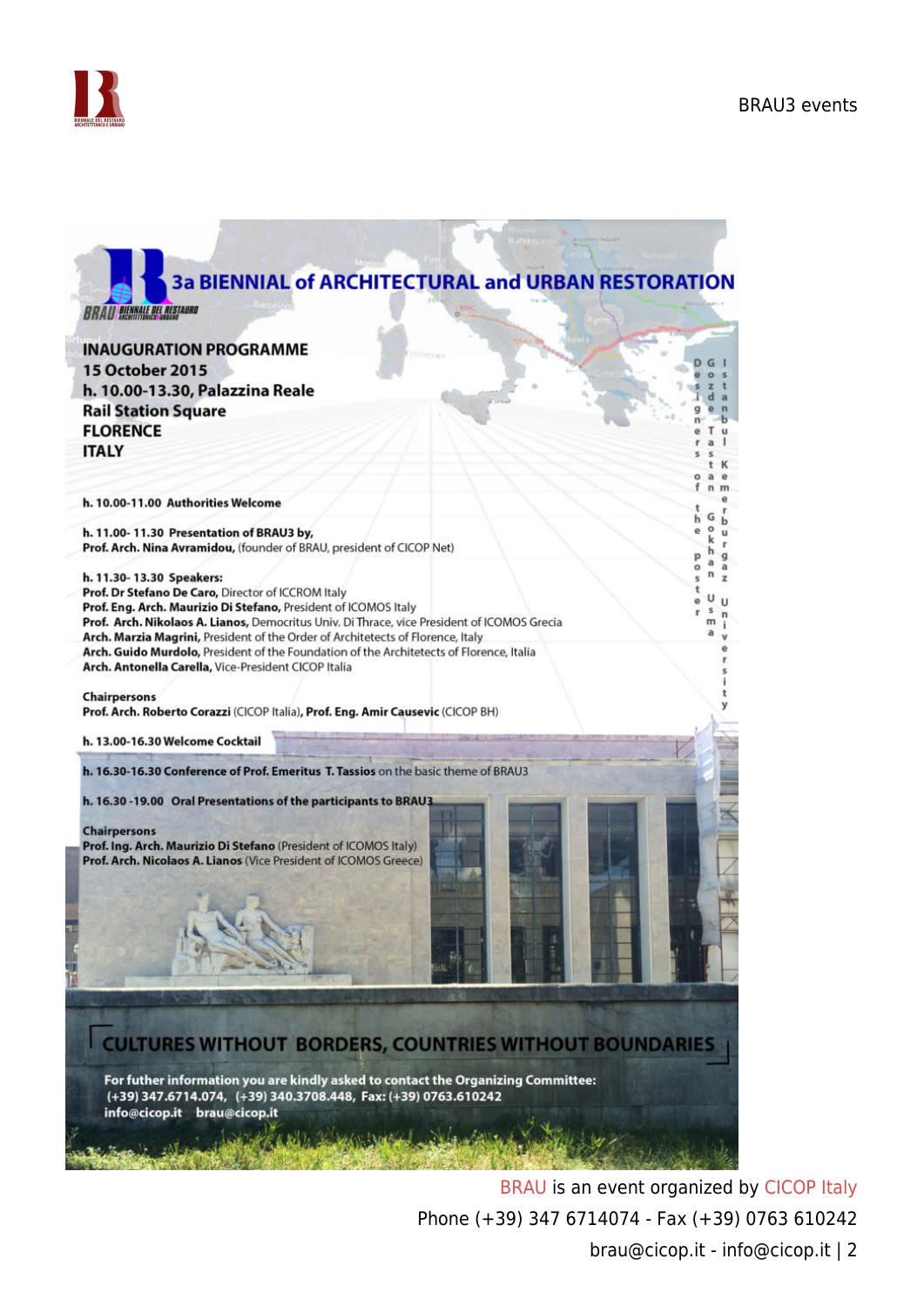# 3a BIENNIAL of ARCHITECTURAL and URBAN RESTORATION

**BRAU** BIENNALE DEL RESTAURO ARCHITETTONICO E URBANO

## INAUGURATION PROGRAMME

**15 October 2015**
**h. 10.00-13.30, Palazzina Reale**
**Rail Station Square**
**FLORENCE**
**ITALY**

**h. 10.00-11.00 Authorities Welcome**

**h. 11.00- 11.30 Presentation of BRAU3 by,**
**Prof. Arch. Nina Avramidou,** (founder of BRAU, president of CICOP Net)

**h. 11.30- 13.30 Speakers:**
**Prof. Dr Stefano De Caro,** Director of ICCROM Italy
**Prof. Eng. Arch. Maurizio Di Stefano,** President of ICOMOS Italy
**Prof. Arch. Nikolaos A. Lianos,** Democritus Univ. Di Thrace, vice President of ICOMOS Grecia
**Arch. Marzia Magrini,** President of the Order of Architetects of Florence, Italy
**Arch. Guido Murdolo,** President of the Foundation of the Architetects of Florence, Italia
**Arch. Antonella Carella,** Vice-President CICOP Italia

**Chairpersons**
**Prof. Arch. Roberto Corazzi** (CICOP Italia), **Prof. Eng. Amir Causevic** (CICOP BH)

**h. 13.00-16.30 Welcome Cocktail**

**h. 16.30-16.30 Conference of Prof. Emeritus T. Tassios** on the basic theme of BRAU3

**h. 16.30 -19.00 Oral Presentations of the participants to BRAU3**

**Chairpersons**
**Prof. Ing. Arch. Maurizio Di Stefano** (President of ICOMOS Italy)
**Prof. Arch. Nicolaos A. Lianos** (Vice President of ICOMOS Greece)

Designers of the poster: Gizdem Tastan Gokhan Usma, Istanbul Kemerburgaz University

## CULTURES WITHOUT BORDERS, COUNTRIES WITHOUT BOUNDARIES

**For futher information you are kindly asked to contact the Organizing Committee:**
**(+39) 347.6714.074, (+39) 340.3708.448, Fax: (+39) 0763.610242**
**info@cicop.it brau@cicop.it**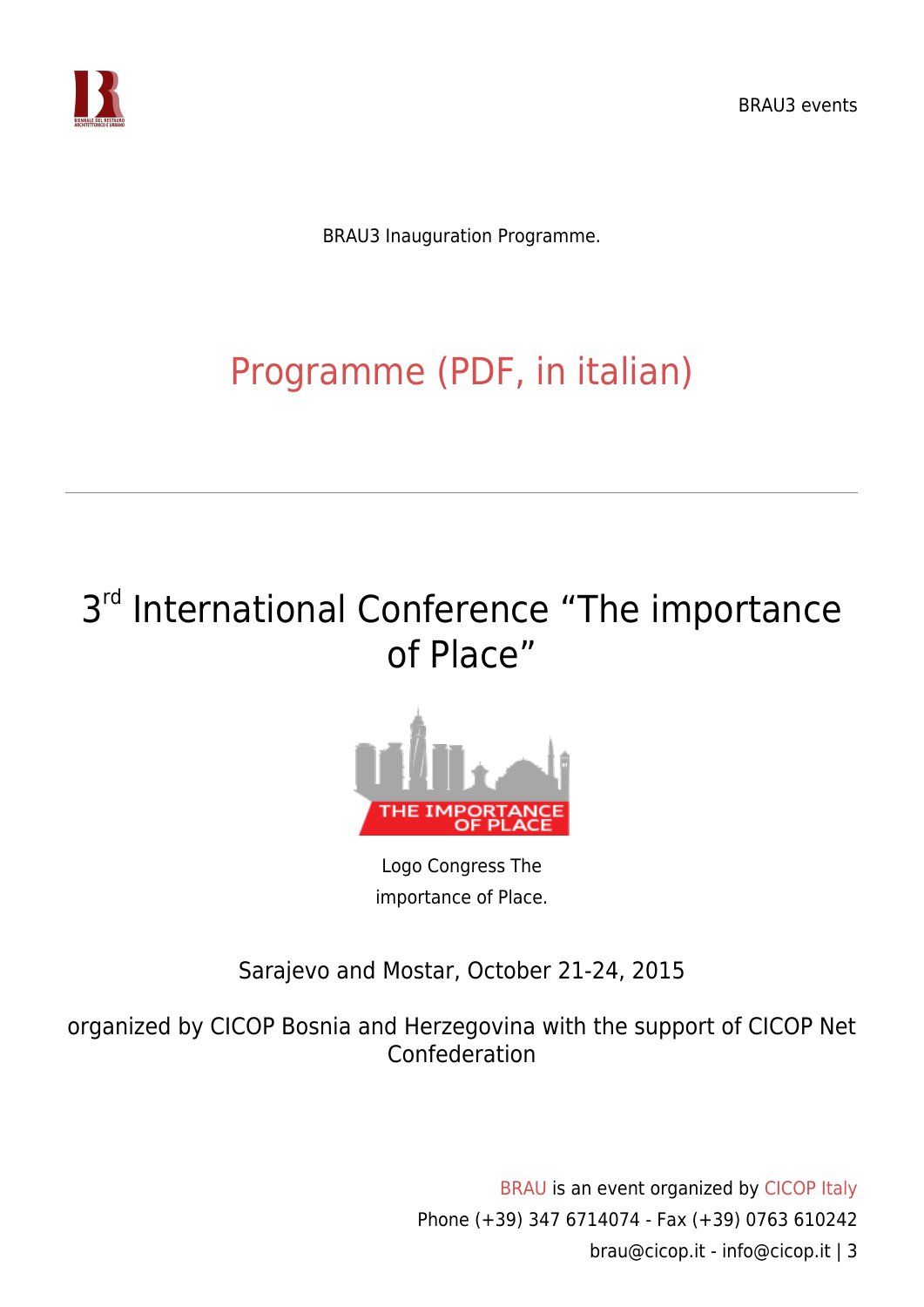BRAU3 Inauguration Programme.

## Programme (PDF, in italian)

---

# 3rd International Conference "The importance of Place"

Logo Congress The importance of Place.

Sarajevo and Mostar, October 21-24, 2015

organized by CICOP Bosnia and Herzegovina with the support of CICOP Net Confederation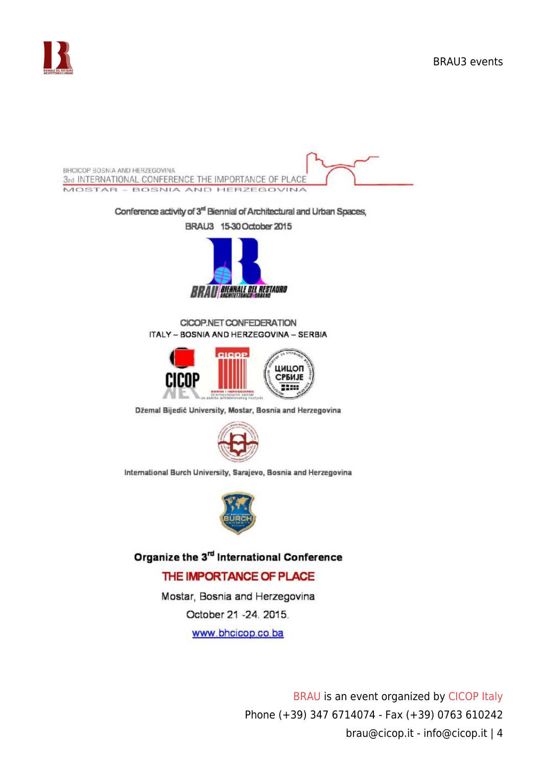BHCICOP BOSNIA AND HERZEGOVINA

3rd INTERNATIONAL CONFERENCE THE IMPORTANCE OF PLACE

MOSTAR – BOSNIA AND HERZEGOVINA

Conference activity of 3rd Biennial of Architectural and Urban Spaces,

BRAU3 15-30 October 2015

BRAU BIENNALE DEL RESTAURO ARCHITETTONICO E URBANO

CICOP.NET CONFEDERATION

ITALY – BOSNIA AND HERZEGOVINA – SERBIA

CICOP NET

ЦИЦОП СРБИЈЕ

Džemal Bijedić University, Mostar, Bosnia and Herzegovina

International Burch University, Sarajevo, Bosnia and Herzegovina

**Organize the 3rd International Conference**

## THE IMPORTANCE OF PLACE

Mostar, Bosnia and Herzegovina

October 21 -24. 2015.

www.bhcicop.co.ba

BRAU is an event organized by CICOP Italy

Phone (+39) 347 6714074 - Fax (+39) 0763 610242

brau@cicop.it - info@cicop.it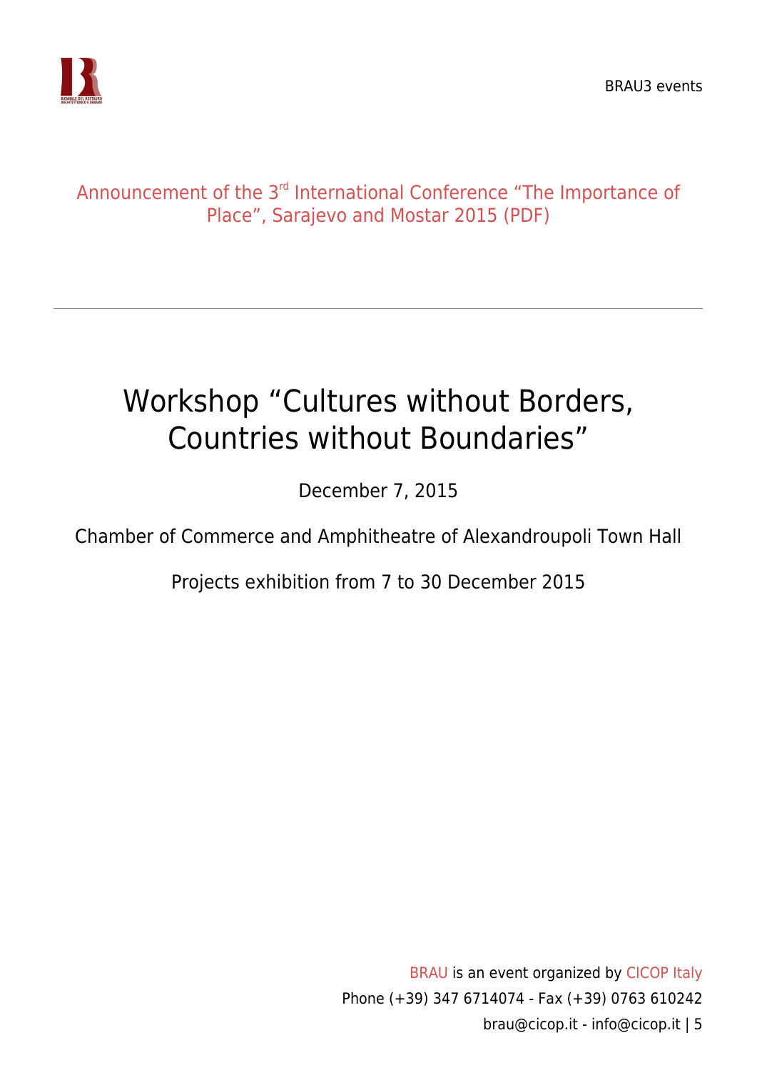Announcement of the 3rd International Conference "The Importance of Place", Sarajevo and Mostar 2015 (PDF)

---

# Workshop "Cultures without Borders, Countries without Boundaries"

December 7, 2015

Chamber of Commerce and Amphitheatre of Alexandroupoli Town Hall

Projects exhibition from 7 to 30 December 2015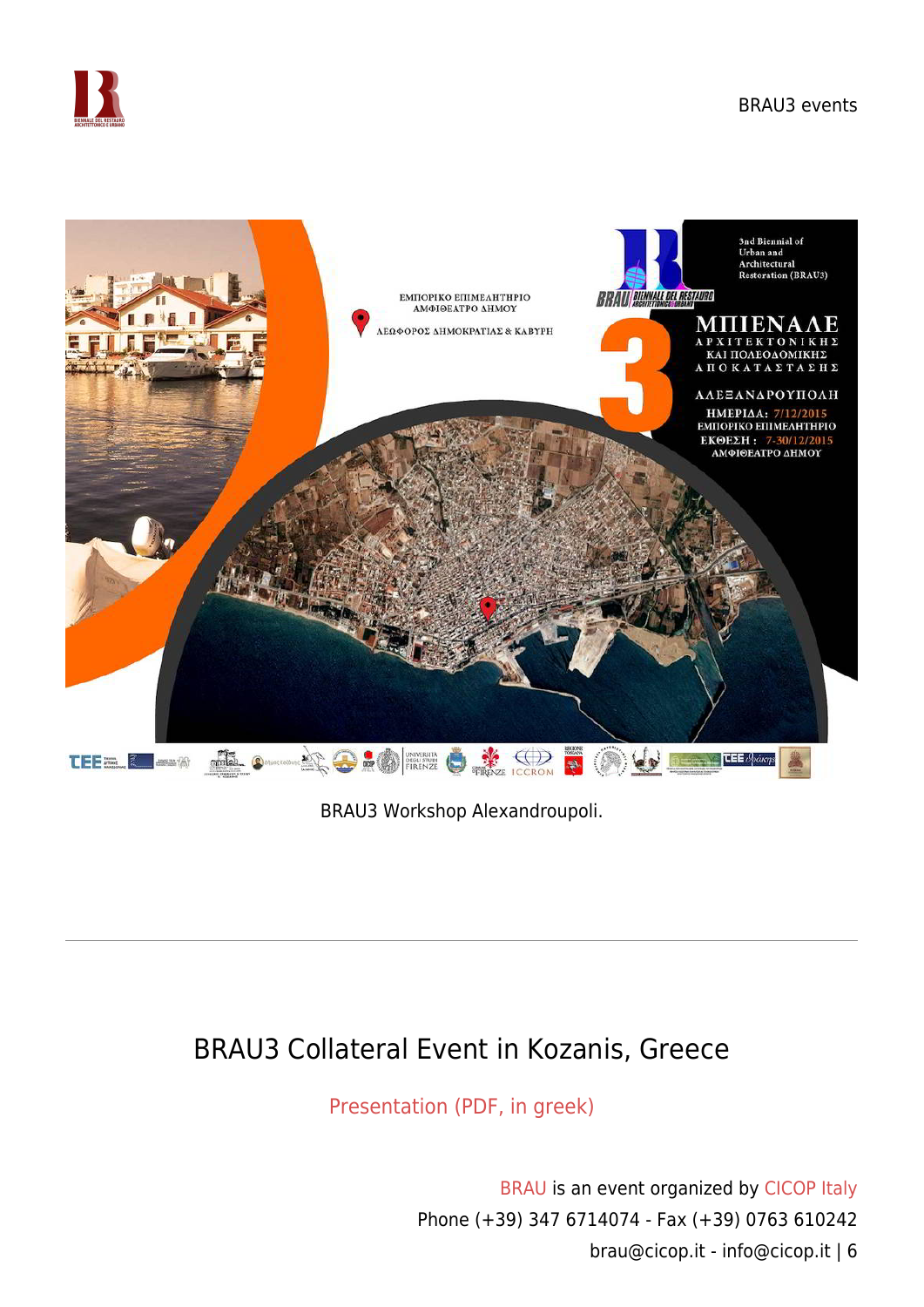BRAU3 Workshop Alexandroupoli.

---

## BRAU3 Collateral Event in Kozanis, Greece

Presentation (PDF, in greek)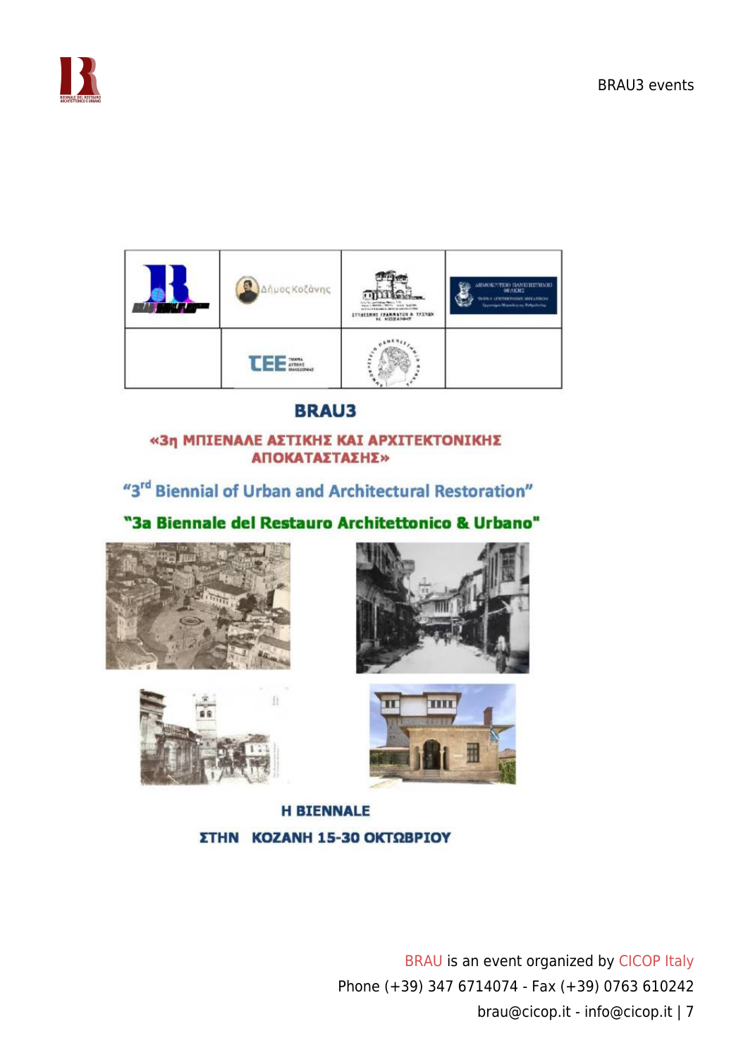# BRAU3

**«3η ΜΠΙΕΝΑΛΕ ΑΣΤΙΚΗΣ ΚΑΙ ΑΡΧΙΤΕΚΤΟΝΙΚΗΣ ΑΠΟΚΑΤΑΣΤΑΣΗΣ»**

**"3rd Biennial of Urban and Architectural Restoration"**

**"3a Biennale del Restauro Architettonico & Urbano"**

**Η BIENNALE**

**ΣΤΗΝ ΚΟΖΑΝΗ 15-30 ΟΚΤΩΒΡΙΟΥ**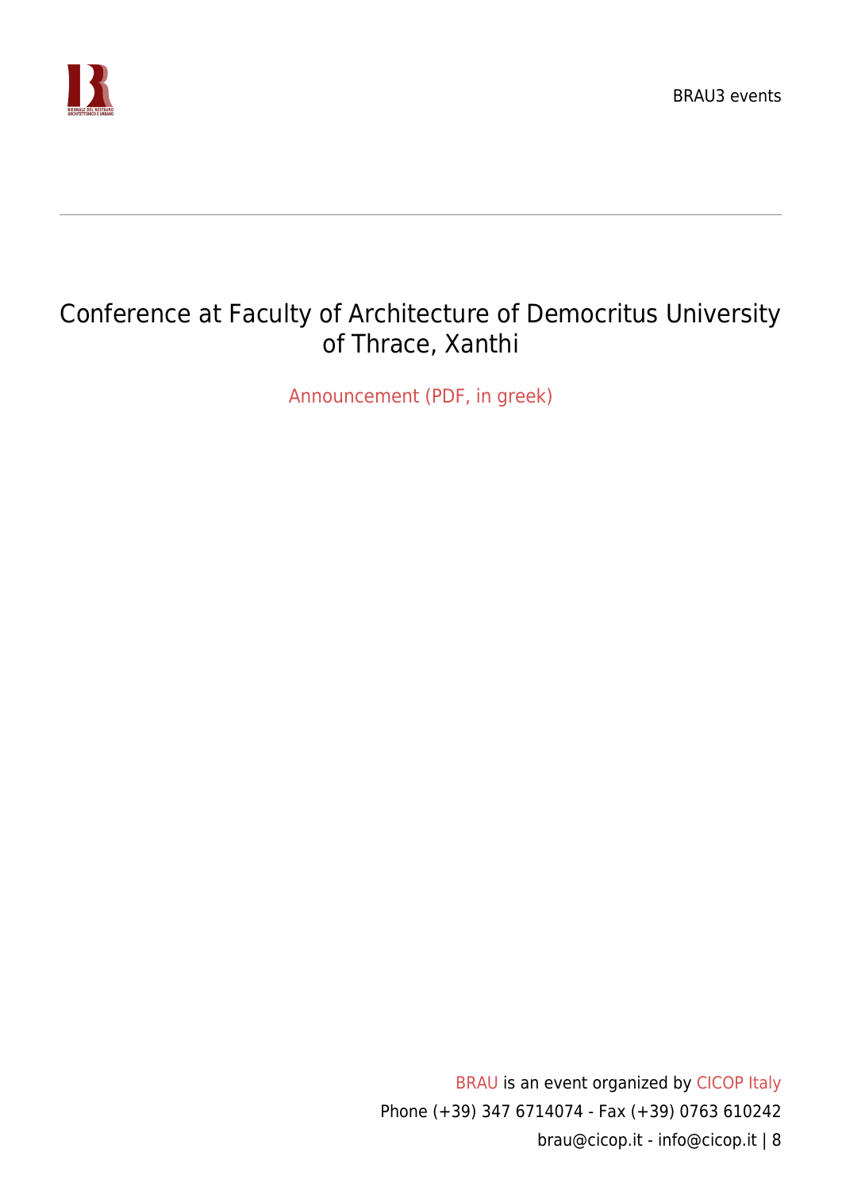# Conference at Faculty of Architecture of Democritus University of Thrace, Xanthi

Announcement (PDF, in greek)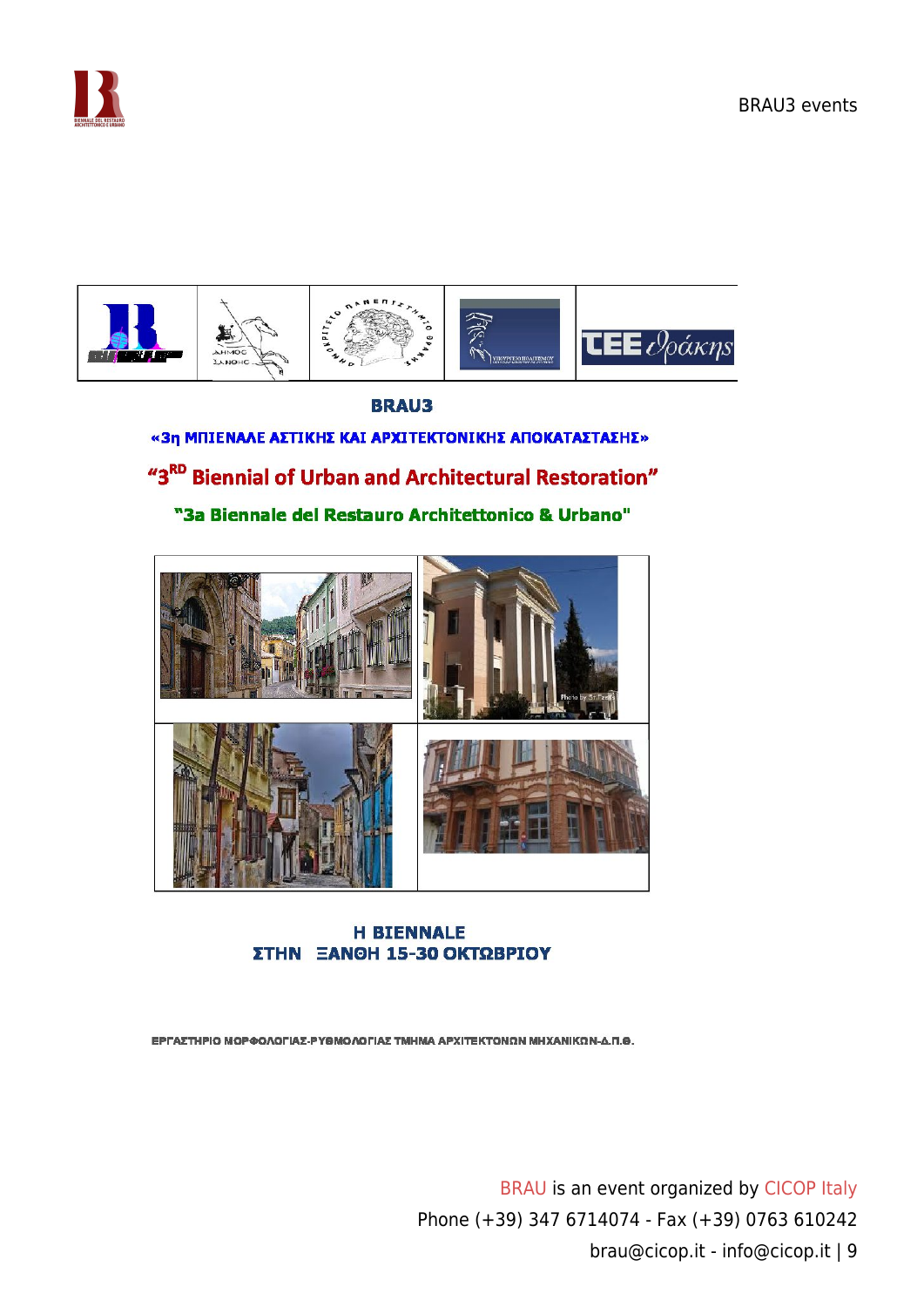**BRAU3**

**«3η ΜΠΙΕΝΑΛΕ ΑΣΤΙΚΗΣ ΚΑΙ ΑΡΧΙΤΕΚΤΟΝΙΚΗΣ ΑΠΟΚΑΤΑΣΤΑΣΗΣ»**

**"3RD Biennial of Urban and Architectural Restoration"**

**"3a Biennale del Restauro Architettonico & Urbano"**

**Η BIENNALE**
**ΣΤΗΝ ΞΑΝΘΗ 15-30 ΟΚΤΩΒΡΙΟΥ**

ΕΡΓΑΣΤΗΡΙΟ ΜΟΡΦΟΛΟΓΙΑΣ-ΡΥΘΜΟΛΟΓΙΑΣ ΤΜΗΜΑ ΑΡΧΙΤΕΚΤΟΝΩΝ ΜΗΧΑΝΙΚΩΝ-Δ.Π.Θ.

BRAU is an event organized by CICOP Italy
Phone (+39) 347 6714074 - Fax (+39) 0763 610242
brau@cicop.it - info@cicop.it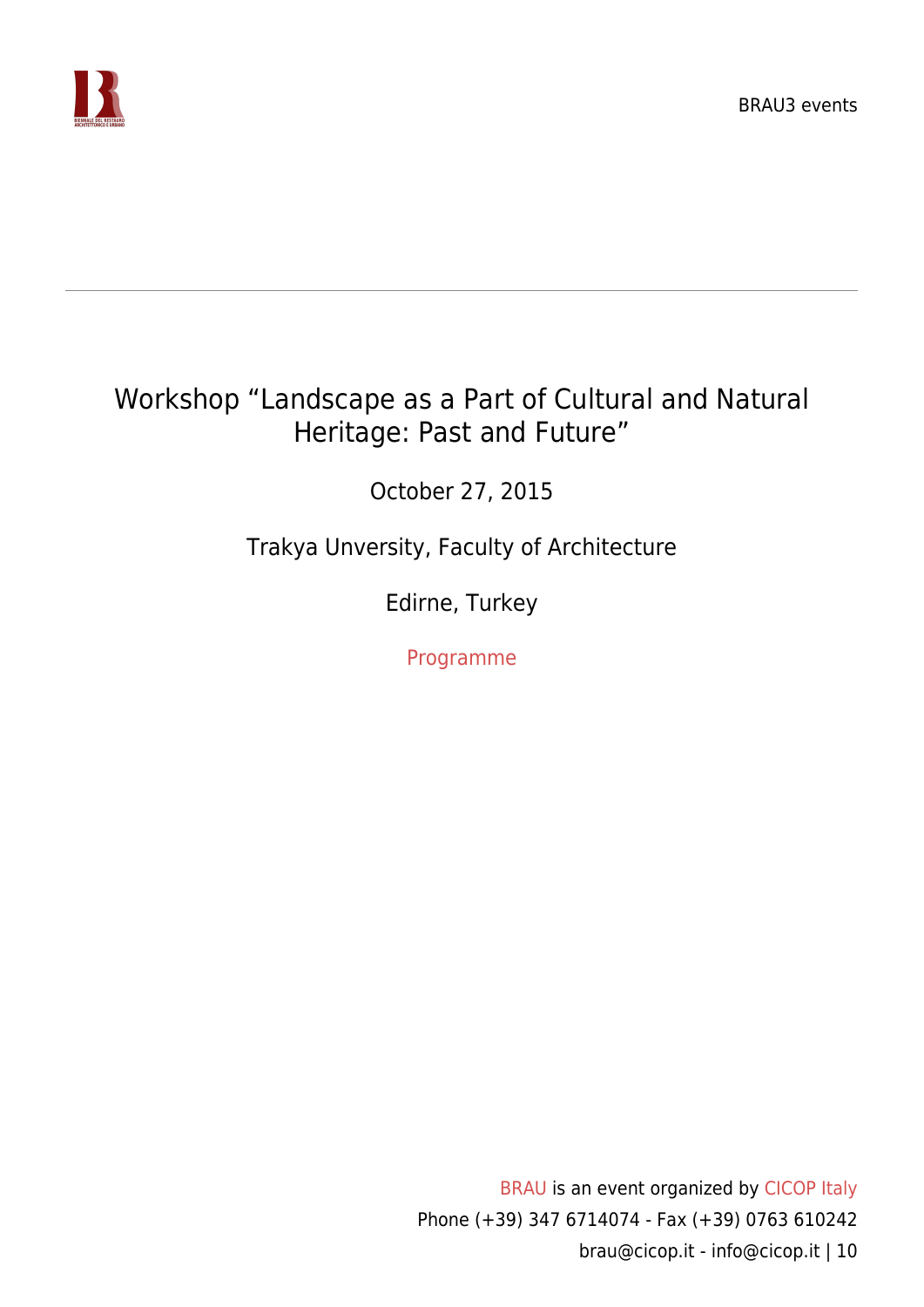# Workshop “Landscape as a Part of Cultural and Natural Heritage: Past and Future”

October 27, 2015

Trakya Unversity, Faculty of Architecture

Edirne, Turkey

Programme